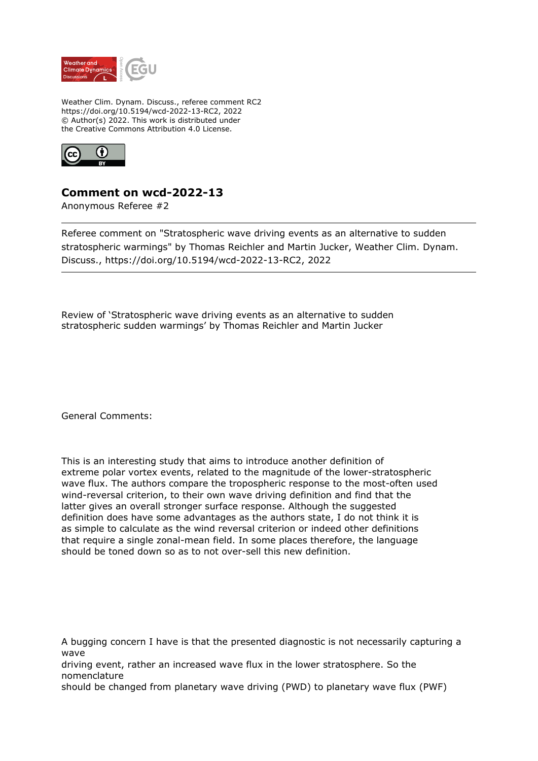Weather Clim. Dynam. Discuss., referee comment RC2
https://doi.org/10.5194/wcd-2022-13-RC2, 2022
© Author(s) 2022. This work is distributed under
the Creative Commons Attribution 4.0 License.

# Comment on wcd-2022-13

Anonymous Referee #2

---

Referee comment on "Stratospheric wave driving events as an alternative to sudden stratospheric warmings" by Thomas Reichler and Martin Jucker, Weather Clim. Dynam. Discuss., https://doi.org/10.5194/wcd-2022-13-RC2, 2022

---

Review of 'Stratospheric wave driving events as an alternative to sudden stratospheric sudden warmings' by Thomas Reichler and Martin Jucker

General Comments:

This is an interesting study that aims to introduce another definition of extreme polar vortex events, related to the magnitude of the lower-stratospheric wave flux. The authors compare the tropospheric response to the most-often used wind-reversal criterion, to their own wave driving definition and find that the latter gives an overall stronger surface response. Although the suggested definition does have some advantages as the authors state, I do not think it is as simple to calculate as the wind reversal criterion or indeed other definitions that require a single zonal-mean field. In some places therefore, the language should be toned down so as to not over-sell this new definition.

A bugging concern I have is that the presented diagnostic is not necessarily capturing a wave driving event, rather an increased wave flux in the lower stratosphere. So the nomenclature should be changed from planetary wave driving (PWD) to planetary wave flux (PWF)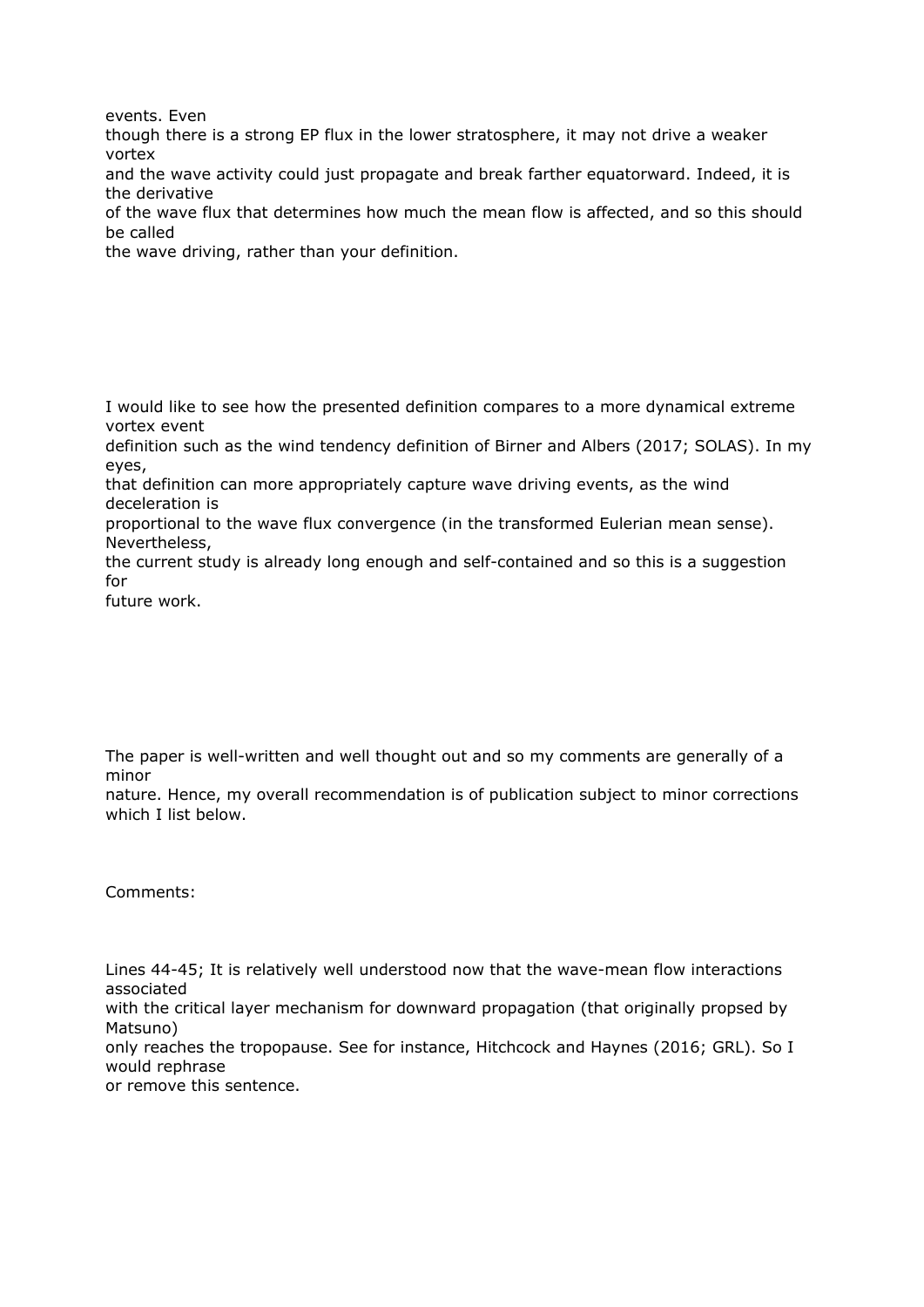events. Even though there is a strong EP flux in the lower stratosphere, it may not drive a weaker vortex and the wave activity could just propagate and break farther equatorward. Indeed, it is the derivative of the wave flux that determines how much the mean flow is affected, and so this should be called the wave driving, rather than your definition.

I would like to see how the presented definition compares to a more dynamical extreme vortex event definition such as the wind tendency definition of Birner and Albers (2017; SOLAS). In my eyes, that definition can more appropriately capture wave driving events, as the wind deceleration is proportional to the wave flux convergence (in the transformed Eulerian mean sense). Nevertheless, the current study is already long enough and self-contained and so this is a suggestion for future work.

The paper is well-written and well thought out and so my comments are generally of a minor nature. Hence, my overall recommendation is of publication subject to minor corrections which I list below.

Comments:

Lines 44-45; It is relatively well understood now that the wave-mean flow interactions associated with the critical layer mechanism for downward propagation (that originally propsed by Matsuno) only reaches the tropopause. See for instance, Hitchcock and Haynes (2016; GRL). So I would rephrase or remove this sentence.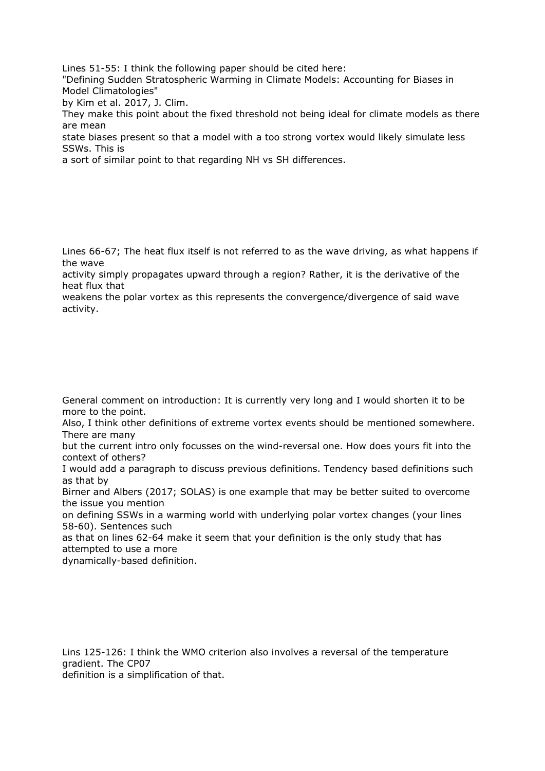Lines 51-55: I think the following paper should be cited here:
"Defining Sudden Stratospheric Warming in Climate Models: Accounting for Biases in Model Climatologies"
by Kim et al. 2017, J. Clim.
They make this point about the fixed threshold not being ideal for climate models as there are mean
state biases present so that a model with a too strong vortex would likely simulate less SSWs. This is
a sort of similar point to that regarding NH vs SH differences.

Lines 66-67; The heat flux itself is not referred to as the wave driving, as what happens if the wave
activity simply propagates upward through a region? Rather, it is the derivative of the heat flux that
weakens the polar vortex as this represents the convergence/divergence of said wave activity.

General comment on introduction: It is currently very long and I would shorten it to be more to the point.
Also, I think other definitions of extreme vortex events should be mentioned somewhere. There are many
but the current intro only focusses on the wind-reversal one. How does yours fit into the context of others?
I would add a paragraph to discuss previous definitions. Tendency based definitions such as that by
Birner and Albers (2017; SOLAS) is one example that may be better suited to overcome the issue you mention
on defining SSWs in a warming world with underlying polar vortex changes (your lines 58-60). Sentences such
as that on lines 62-64 make it seem that your definition is the only study that has attempted to use a more
dynamically-based definition.

Lins 125-126: I think the WMO criterion also involves a reversal of the temperature gradient. The CP07
definition is a simplification of that.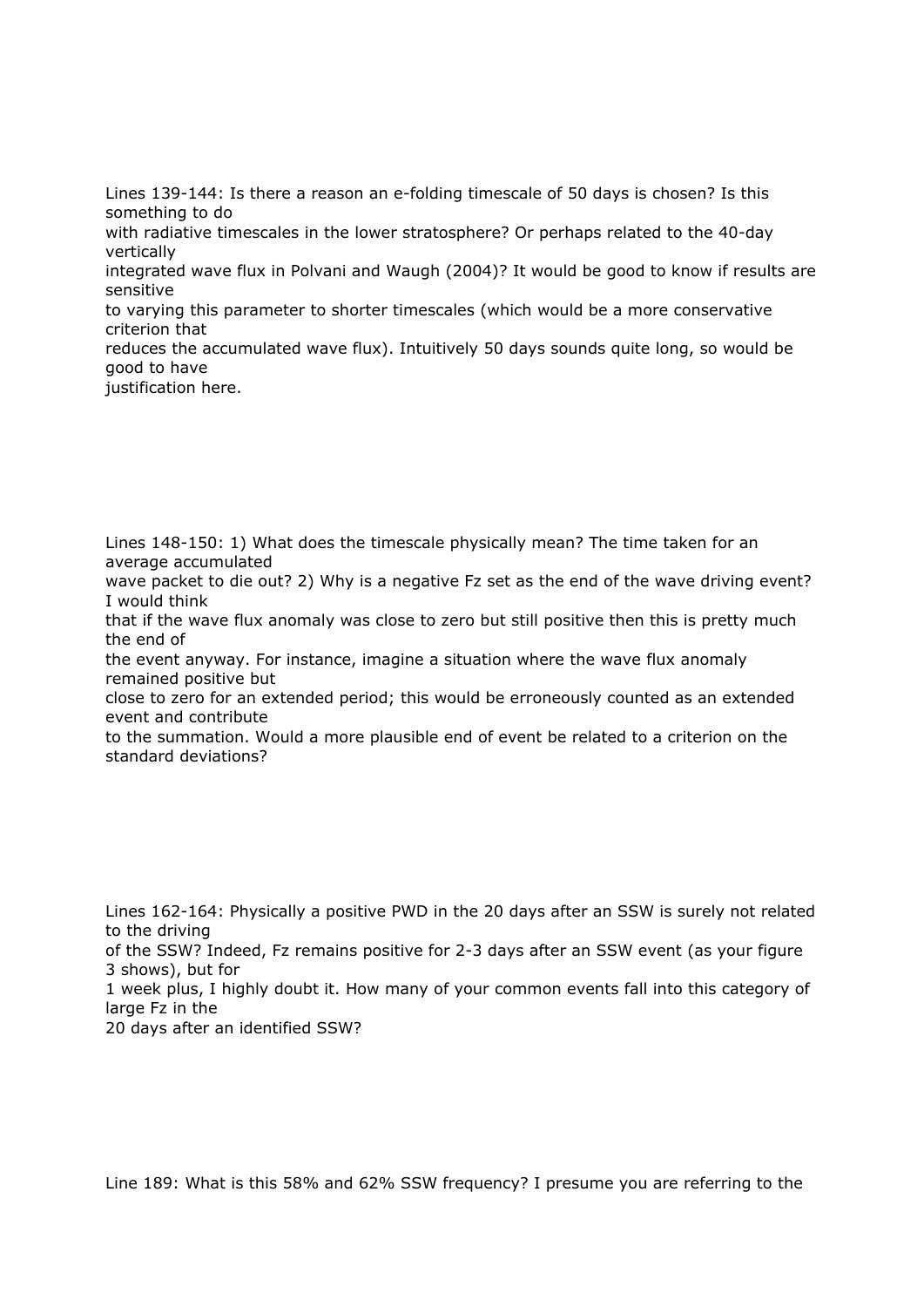Lines 139-144: Is there a reason an e-folding timescale of 50 days is chosen? Is this something to do with radiative timescales in the lower stratosphere? Or perhaps related to the 40-day vertically integrated wave flux in Polvani and Waugh (2004)? It would be good to know if results are sensitive to varying this parameter to shorter timescales (which would be a more conservative criterion that reduces the accumulated wave flux). Intuitively 50 days sounds quite long, so would be good to have justification here.

Lines 148-150: 1) What does the timescale physically mean? The time taken for an average accumulated wave packet to die out? 2) Why is a negative Fz set as the end of the wave driving event? I would think that if the wave flux anomaly was close to zero but still positive then this is pretty much the end of the event anyway. For instance, imagine a situation where the wave flux anomaly remained positive but close to zero for an extended period; this would be erroneously counted as an extended event and contribute to the summation. Would a more plausible end of event be related to a criterion on the standard deviations?

Lines 162-164: Physically a positive PWD in the 20 days after an SSW is surely not related to the driving of the SSW? Indeed, Fz remains positive for 2-3 days after an SSW event (as your figure 3 shows), but for 1 week plus, I highly doubt it. How many of your common events fall into this category of large Fz in the 20 days after an identified SSW?

Line 189: What is this 58% and 62% SSW frequency? I presume you are referring to the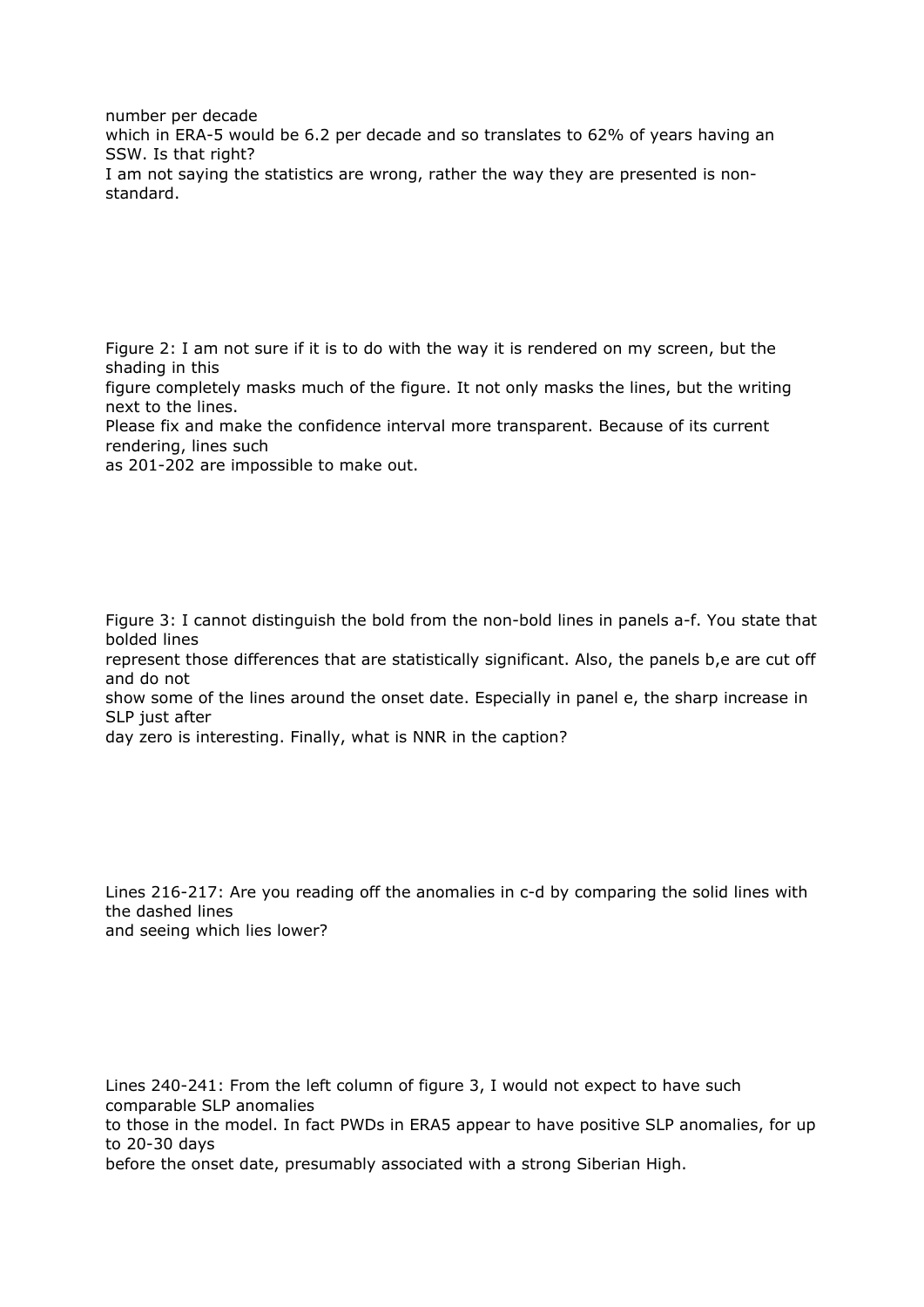number per decade
which in ERA-5 would be 6.2 per decade and so translates to 62% of years having an SSW. Is that right?
I am not saying the statistics are wrong, rather the way they are presented is non-standard.

Figure 2: I am not sure if it is to do with the way it is rendered on my screen, but the shading in this figure completely masks much of the figure. It not only masks the lines, but the writing next to the lines.
Please fix and make the confidence interval more transparent. Because of its current rendering, lines such as 201-202 are impossible to make out.

Figure 3: I cannot distinguish the bold from the non-bold lines in panels a-f. You state that bolded lines represent those differences that are statistically significant. Also, the panels b,e are cut off and do not show some of the lines around the onset date. Especially in panel e, the sharp increase in SLP just after day zero is interesting. Finally, what is NNR in the caption?

Lines 216-217: Are you reading off the anomalies in c-d by comparing the solid lines with the dashed lines and seeing which lies lower?

Lines 240-241: From the left column of figure 3, I would not expect to have such comparable SLP anomalies to those in the model. In fact PWDs in ERA5 appear to have positive SLP anomalies, for up to 20-30 days before the onset date, presumably associated with a strong Siberian High.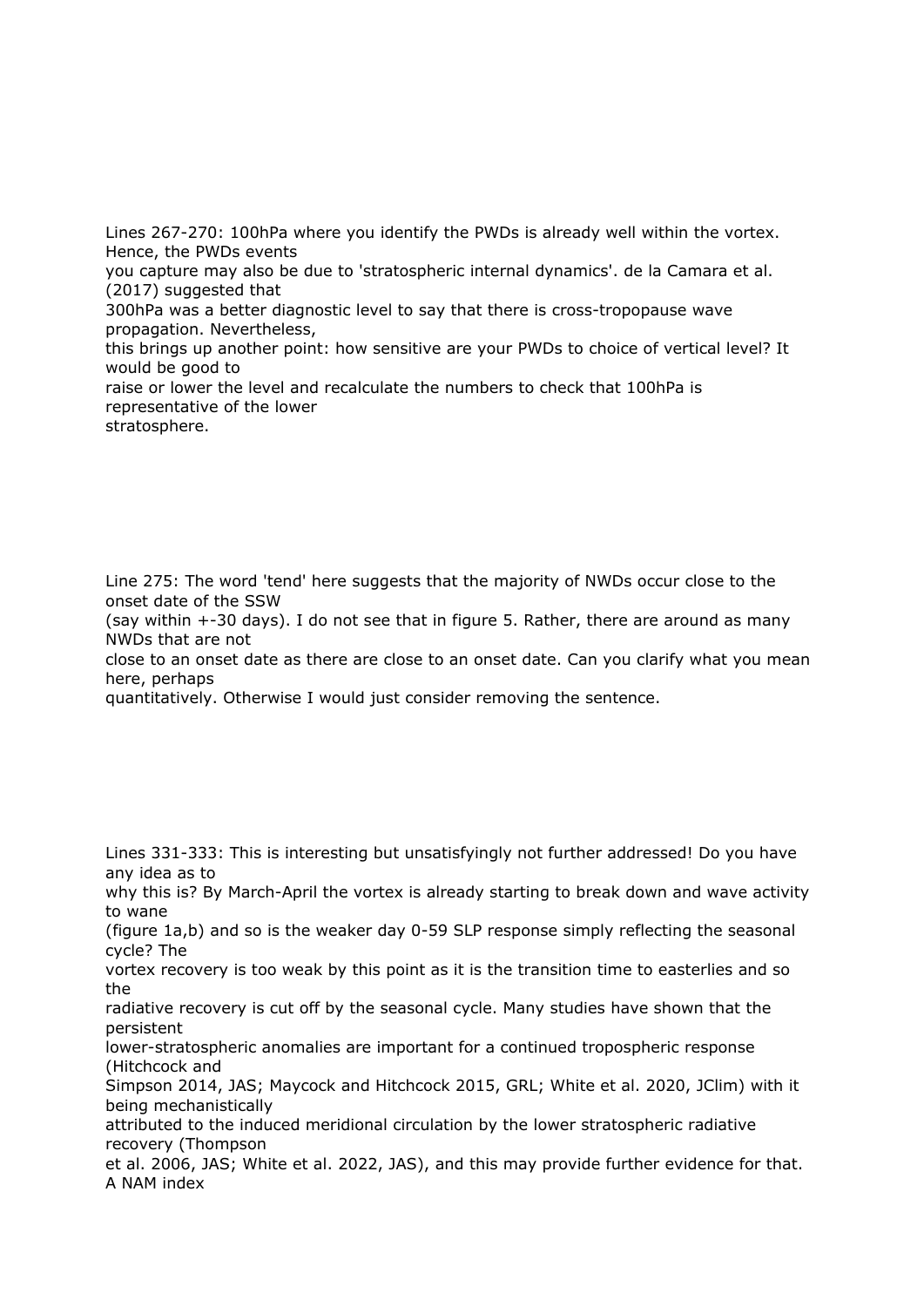Lines 267-270: 100hPa where you identify the PWDs is already well within the vortex. Hence, the PWDs events you capture may also be due to 'stratospheric internal dynamics'. de la Camara et al. (2017) suggested that 300hPa was a better diagnostic level to say that there is cross-tropopause wave propagation. Nevertheless, this brings up another point: how sensitive are your PWDs to choice of vertical level? It would be good to raise or lower the level and recalculate the numbers to check that 100hPa is representative of the lower stratosphere.

Line 275: The word 'tend' here suggests that the majority of NWDs occur close to the onset date of the SSW (say within +-30 days). I do not see that in figure 5. Rather, there are around as many NWDs that are not close to an onset date as there are close to an onset date. Can you clarify what you mean here, perhaps quantitatively. Otherwise I would just consider removing the sentence.

Lines 331-333: This is interesting but unsatisfyingly not further addressed! Do you have any idea as to why this is? By March-April the vortex is already starting to break down and wave activity to wane (figure 1a,b) and so is the weaker day 0-59 SLP response simply reflecting the seasonal cycle? The vortex recovery is too weak by this point as it is the transition time to easterlies and so the radiative recovery is cut off by the seasonal cycle. Many studies have shown that the persistent lower-stratospheric anomalies are important for a continued tropospheric response (Hitchcock and Simpson 2014, JAS; Maycock and Hitchcock 2015, GRL; White et al. 2020, JClim) with it being mechanistically attributed to the induced meridional circulation by the lower stratospheric radiative recovery (Thompson et al. 2006, JAS; White et al. 2022, JAS), and this may provide further evidence for that. A NAM index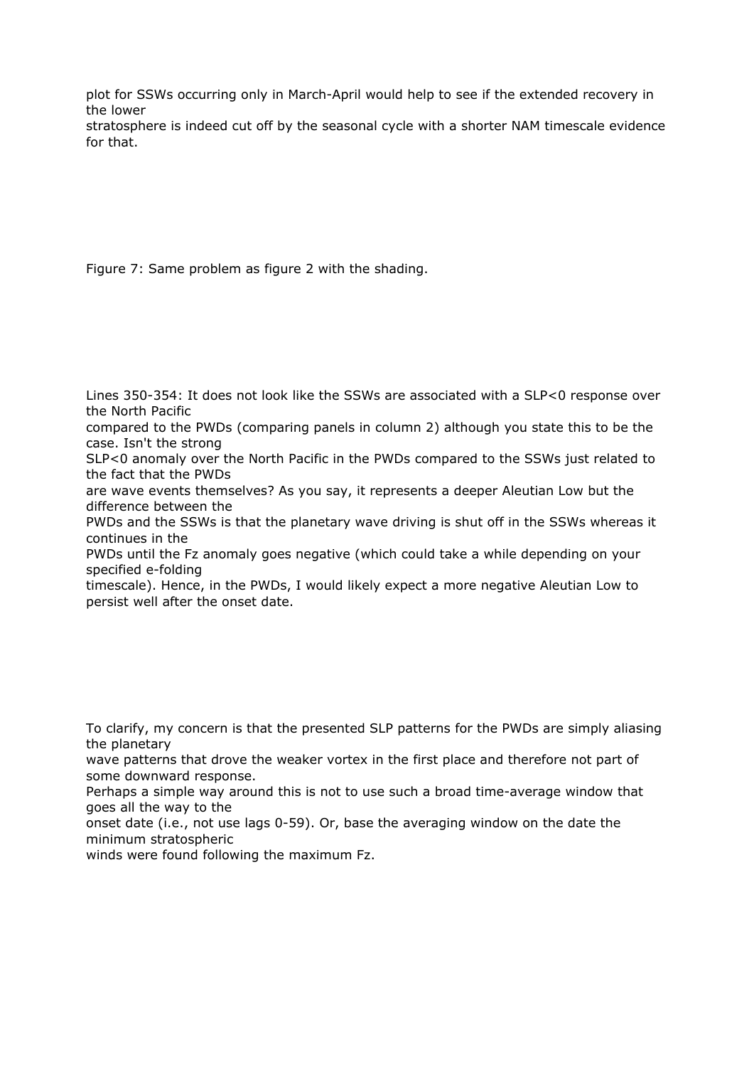plot for SSWs occurring only in March-April would help to see if the extended recovery in the lower stratosphere is indeed cut off by the seasonal cycle with a shorter NAM timescale evidence for that.

Figure 7: Same problem as figure 2 with the shading.

Lines 350-354: It does not look like the SSWs are associated with a SLP<0 response over the North Pacific compared to the PWDs (comparing panels in column 2) although you state this to be the case. Isn't the strong SLP<0 anomaly over the North Pacific in the PWDs compared to the SSWs just related to the fact that the PWDs are wave events themselves? As you say, it represents a deeper Aleutian Low but the difference between the PWDs and the SSWs is that the planetary wave driving is shut off in the SSWs whereas it continues in the PWDs until the Fz anomaly goes negative (which could take a while depending on your specified e-folding timescale). Hence, in the PWDs, I would likely expect a more negative Aleutian Low to persist well after the onset date.

To clarify, my concern is that the presented SLP patterns for the PWDs are simply aliasing the planetary wave patterns that drove the weaker vortex in the first place and therefore not part of some downward response.
Perhaps a simple way around this is not to use such a broad time-average window that goes all the way to the onset date (i.e., not use lags 0-59). Or, base the averaging window on the date the minimum stratospheric winds were found following the maximum Fz.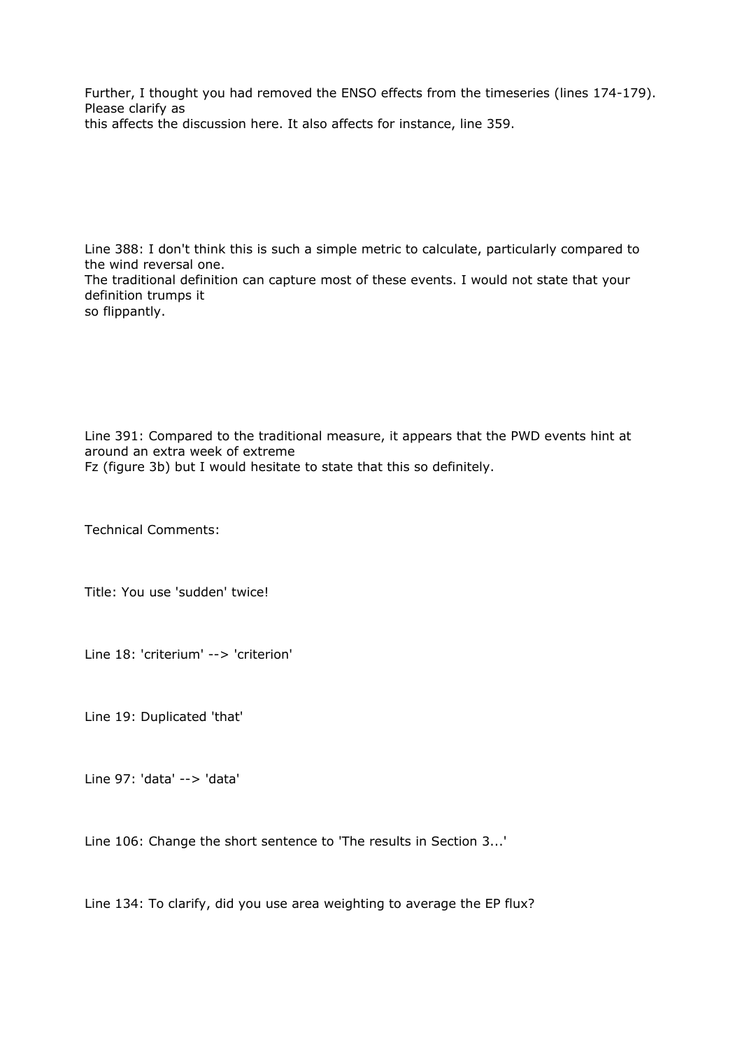Further, I thought you had removed the ENSO effects from the timeseries (lines 174-179). Please clarify as
this affects the discussion here. It also affects for instance, line 359.

Line 388: I don't think this is such a simple metric to calculate, particularly compared to the wind reversal one.
The traditional definition can capture most of these events. I would not state that your definition trumps it
so flippantly.

Line 391: Compared to the traditional measure, it appears that the PWD events hint at around an extra week of extreme
Fz (figure 3b) but I would hesitate to state that this so definitely.

Technical Comments:

Title: You use 'sudden' twice!

Line 18: 'criterium' --> 'criterion'

Line 19: Duplicated 'that'

Line 97: 'data' --> 'data'

Line 106: Change the short sentence to 'The results in Section 3...'

Line 134: To clarify, did you use area weighting to average the EP flux?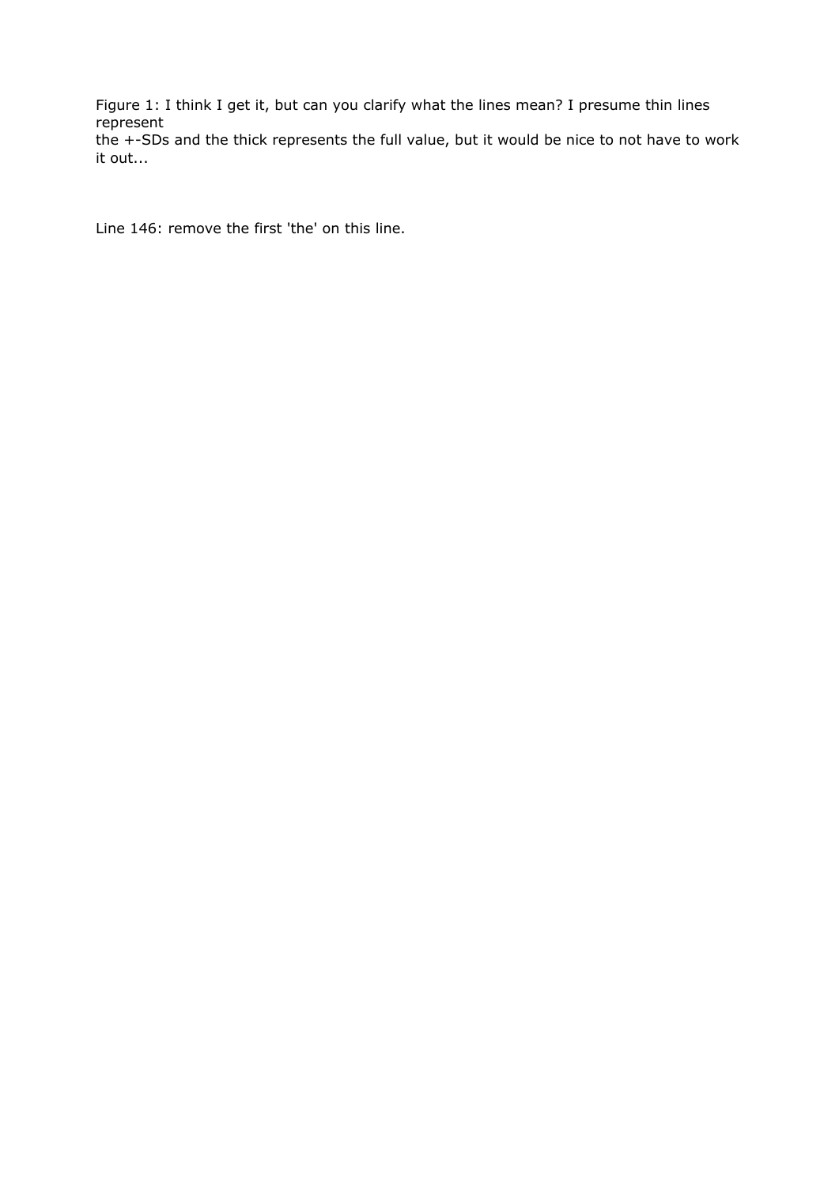Figure 1: I think I get it, but can you clarify what the lines mean? I presume thin lines represent the +-SDs and the thick represents the full value, but it would be nice to not have to work it out...

Line 146: remove the first 'the' on this line.